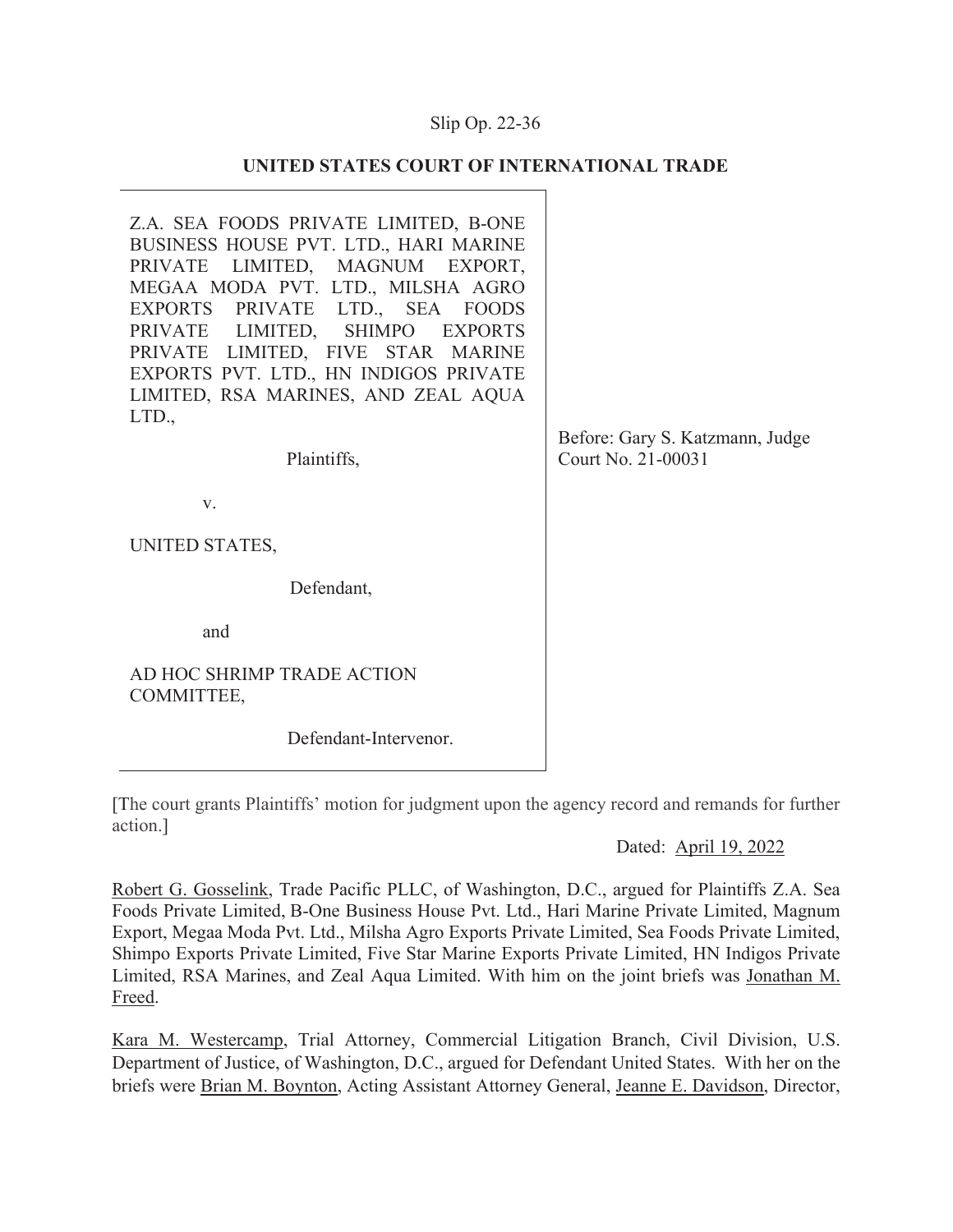Slip Op. 22-36

**UNITED STATES COURT OF INTERNATIONAL TRADE**

Z.A. SEA FOODS PRIVATE LIMITED, B-ONE BUSINESS HOUSE PVT. LTD., HARI MARINE PRIVATE LIMITED, MAGNUM EXPORT, MEGAA MODA PVT. LTD., MILSHA AGRO EXPORTS PRIVATE LTD., SEA FOODS PRIVATE LIMITED, SHIMPO EXPORTS PRIVATE LIMITED, FIVE STAR MARINE EXPORTS PVT. LTD., HN INDIGOS PRIVATE LIMITED, RSA MARINES, AND ZEAL AQUA LTD.,

Plaintiffs,

v.

UNITED STATES,

Defendant,

and

AD HOC SHRIMP TRADE ACTION COMMITTEE,

Defendant-Intervenor.

Before: Gary S. Katzmann, Judge
Court No. 21-00031

[The court grants Plaintiffs' motion for judgment upon the agency record and remands for further action.]

Dated: April 19, 2022

Robert G. Gosselink, Trade Pacific PLLC, of Washington, D.C., argued for Plaintiffs Z.A. Sea Foods Private Limited, B-One Business House Pvt. Ltd., Hari Marine Private Limited, Magnum Export, Megaa Moda Pvt. Ltd., Milsha Agro Exports Private Limited, Sea Foods Private Limited, Shimpo Exports Private Limited, Five Star Marine Exports Private Limited, HN Indigos Private Limited, RSA Marines, and Zeal Aqua Limited. With him on the joint briefs was Jonathan M. Freed.

Kara M. Westercamp, Trial Attorney, Commercial Litigation Branch, Civil Division, U.S. Department of Justice, of Washington, D.C., argued for Defendant United States. With her on the briefs were Brian M. Boynton, Acting Assistant Attorney General, Jeanne E. Davidson, Director,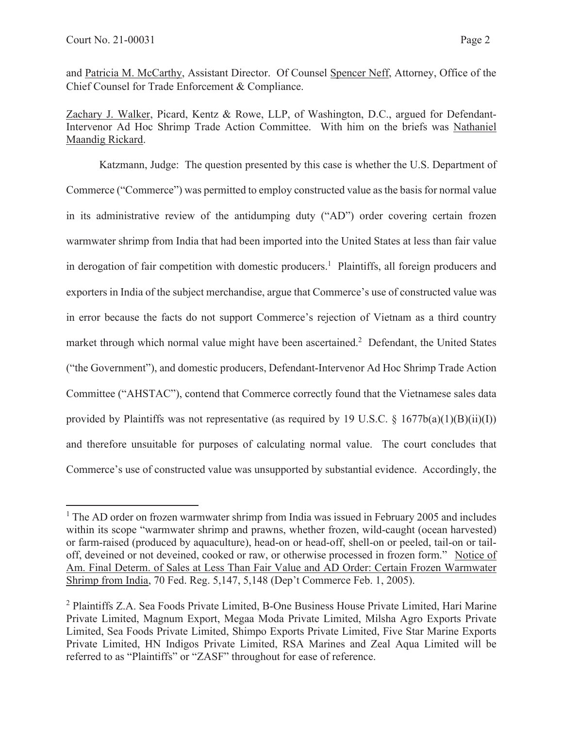and Patricia M. McCarthy, Assistant Director. Of Counsel Spencer Neff, Attorney, Office of the Chief Counsel for Trade Enforcement & Compliance.

Zachary J. Walker, Picard, Kentz & Rowe, LLP, of Washington, D.C., argued for Defendant-Intervenor Ad Hoc Shrimp Trade Action Committee. With him on the briefs was Nathaniel Maandig Rickard.

Katzmann, Judge: The question presented by this case is whether the U.S. Department of Commerce ("Commerce") was permitted to employ constructed value as the basis for normal value in its administrative review of the antidumping duty ("AD") order covering certain frozen warmwater shrimp from India that had been imported into the United States at less than fair value in derogation of fair competition with domestic producers.[1] Plaintiffs, all foreign producers and exporters in India of the subject merchandise, argue that Commerce's use of constructed value was in error because the facts do not support Commerce's rejection of Vietnam as a third country market through which normal value might have been ascertained.[2] Defendant, the United States ("the Government"), and domestic producers, Defendant-Intervenor Ad Hoc Shrimp Trade Action Committee ("AHSTAC"), contend that Commerce correctly found that the Vietnamese sales data provided by Plaintiffs was not representative (as required by 19 U.S.C. § 1677b(a)(1)(B)(ii)(I)) and therefore unsuitable for purposes of calculating normal value. The court concludes that Commerce's use of constructed value was unsupported by substantial evidence. Accordingly, the

[1] The AD order on frozen warmwater shrimp from India was issued in February 2005 and includes within its scope "warmwater shrimp and prawns, whether frozen, wild-caught (ocean harvested) or farm-raised (produced by aquaculture), head-on or head-off, shell-on or peeled, tail-on or tail-off, deveined or not deveined, cooked or raw, or otherwise processed in frozen form." Notice of Am. Final Determ. of Sales at Less Than Fair Value and AD Order: Certain Frozen Warmwater Shrimp from India, 70 Fed. Reg. 5,147, 5,148 (Dep't Commerce Feb. 1, 2005).

[2] Plaintiffs Z.A. Sea Foods Private Limited, B-One Business House Private Limited, Hari Marine Private Limited, Magnum Export, Megaa Moda Private Limited, Milsha Agro Exports Private Limited, Sea Foods Private Limited, Shimpo Exports Private Limited, Five Star Marine Exports Private Limited, HN Indigos Private Limited, RSA Marines and Zeal Aqua Limited will be referred to as "Plaintiffs" or "ZASF" throughout for ease of reference.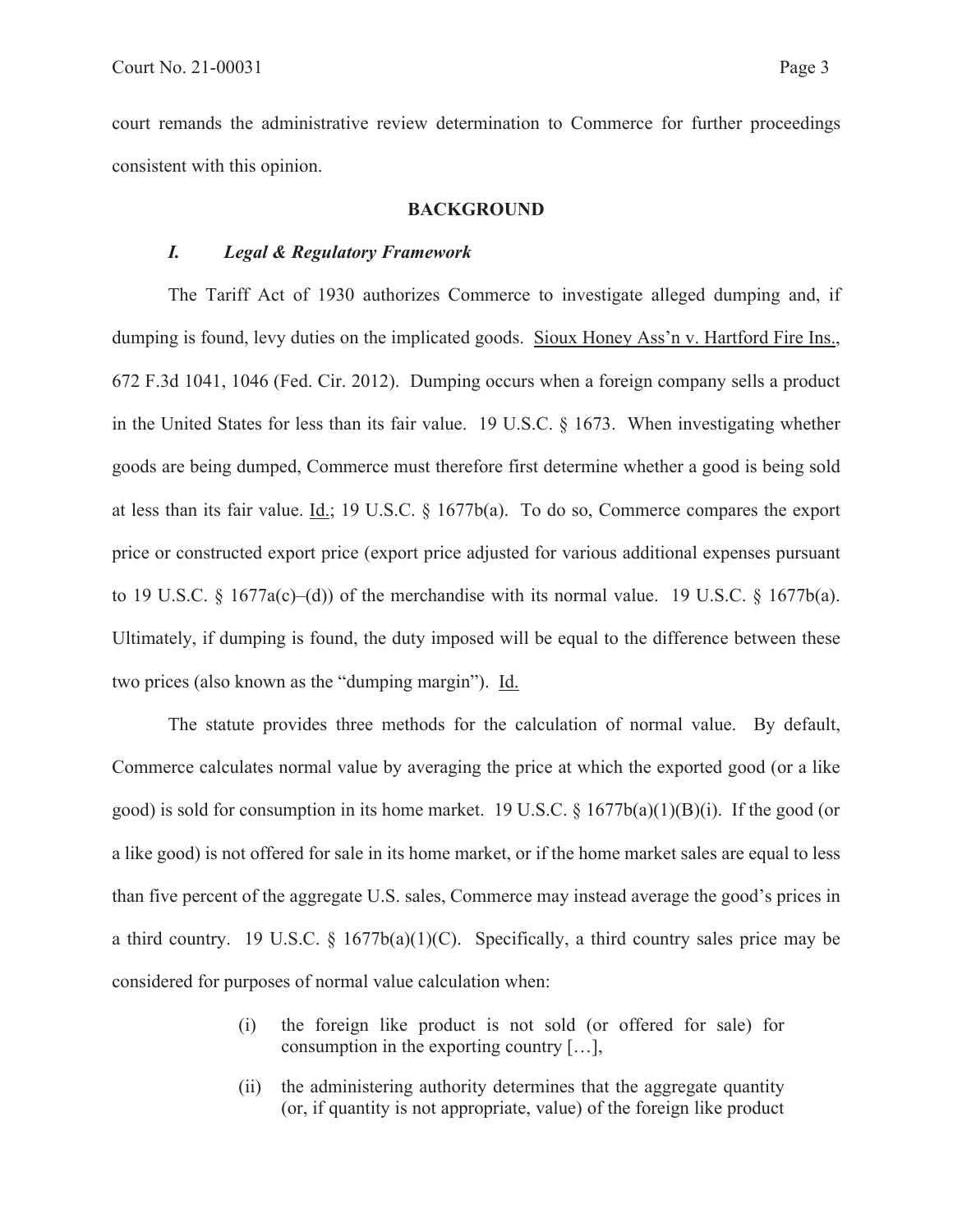court remands the administrative review determination to Commerce for further proceedings consistent with this opinion.

## BACKGROUND

### *I. Legal & Regulatory Framework*

The Tariff Act of 1930 authorizes Commerce to investigate alleged dumping and, if dumping is found, levy duties on the implicated goods. Sioux Honey Ass'n v. Hartford Fire Ins., 672 F.3d 1041, 1046 (Fed. Cir. 2012). Dumping occurs when a foreign company sells a product in the United States for less than its fair value. 19 U.S.C. § 1673. When investigating whether goods are being dumped, Commerce must therefore first determine whether a good is being sold at less than its fair value. Id.; 19 U.S.C. § 1677b(a). To do so, Commerce compares the export price or constructed export price (export price adjusted for various additional expenses pursuant to 19 U.S.C. § 1677a(c)–(d)) of the merchandise with its normal value. 19 U.S.C. § 1677b(a). Ultimately, if dumping is found, the duty imposed will be equal to the difference between these two prices (also known as the "dumping margin"). Id.

The statute provides three methods for the calculation of normal value. By default, Commerce calculates normal value by averaging the price at which the exported good (or a like good) is sold for consumption in its home market. 19 U.S.C. § 1677b(a)(1)(B)(i). If the good (or a like good) is not offered for sale in its home market, or if the home market sales are equal to less than five percent of the aggregate U.S. sales, Commerce may instead average the good's prices in a third country. 19 U.S.C. § 1677b(a)(1)(C). Specifically, a third country sales price may be considered for purposes of normal value calculation when:

> (i) the foreign like product is not sold (or offered for sale) for consumption in the exporting country […],
>
> (ii) the administering authority determines that the aggregate quantity (or, if quantity is not appropriate, value) of the foreign like product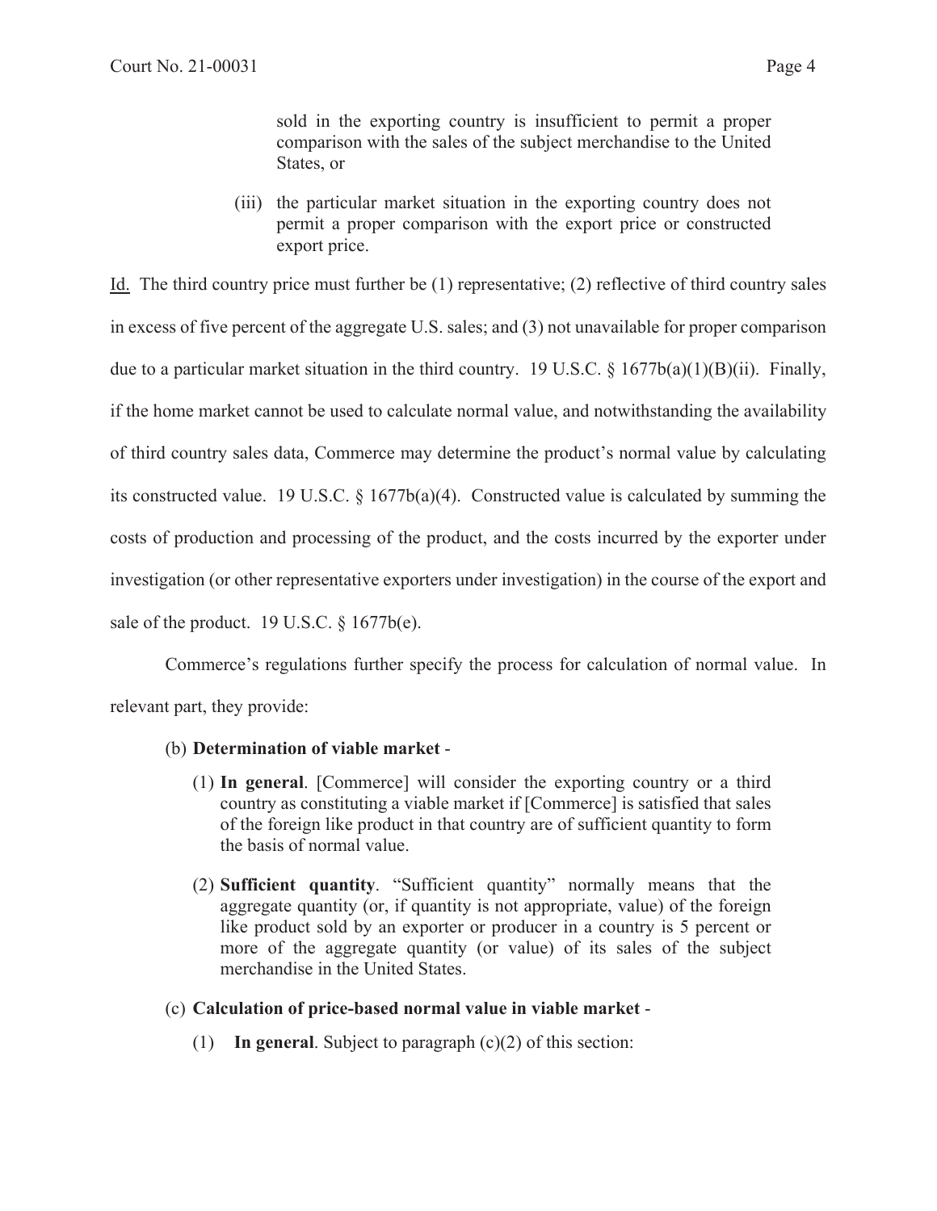> sold in the exporting country is insufficient to permit a proper comparison with the sales of the subject merchandise to the United States, or
>
> (iii) the particular market situation in the exporting country does not permit a proper comparison with the export price or constructed export price.

Id. The third country price must further be (1) representative; (2) reflective of third country sales in excess of five percent of the aggregate U.S. sales; and (3) not unavailable for proper comparison due to a particular market situation in the third country. 19 U.S.C. § 1677b(a)(1)(B)(ii). Finally, if the home market cannot be used to calculate normal value, and notwithstanding the availability of third country sales data, Commerce may determine the product's normal value by calculating its constructed value. 19 U.S.C. § 1677b(a)(4). Constructed value is calculated by summing the costs of production and processing of the product, and the costs incurred by the exporter under investigation (or other representative exporters under investigation) in the course of the export and sale of the product. 19 U.S.C. § 1677b(e).

Commerce's regulations further specify the process for calculation of normal value. In relevant part, they provide:

> (b) **Determination of viable market** -
>
> (1) **In general**. [Commerce] will consider the exporting country or a third country as constituting a viable market if [Commerce] is satisfied that sales of the foreign like product in that country are of sufficient quantity to form the basis of normal value.
>
> (2) **Sufficient quantity**. "Sufficient quantity" normally means that the aggregate quantity (or, if quantity is not appropriate, value) of the foreign like product sold by an exporter or producer in a country is 5 percent or more of the aggregate quantity (or value) of its sales of the subject merchandise in the United States.
>
> (c) **Calculation of price-based normal value in viable market** -
>
> (1) **In general**. Subject to paragraph (c)(2) of this section: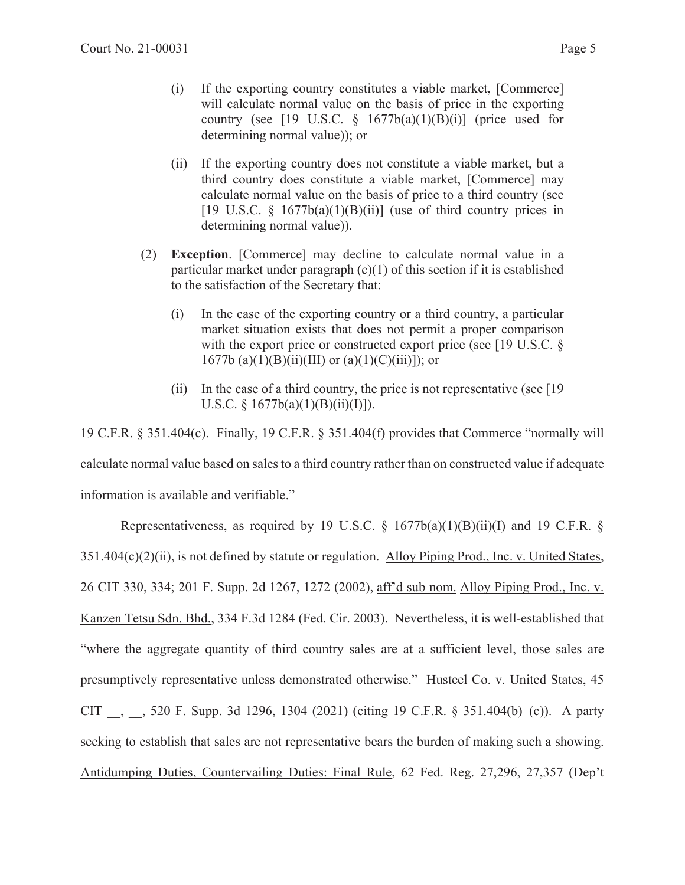(i) If the exporting country constitutes a viable market, [Commerce] will calculate normal value on the basis of price in the exporting country (see [19 U.S.C. § 1677b(a)(1)(B)(i)] (price used for determining normal value)); or

(ii) If the exporting country does not constitute a viable market, but a third country does constitute a viable market, [Commerce] may calculate normal value on the basis of price to a third country (see [19 U.S.C. § 1677b(a)(1)(B)(ii)] (use of third country prices in determining normal value)).

(2) **Exception**. [Commerce] may decline to calculate normal value in a particular market under paragraph (c)(1) of this section if it is established to the satisfaction of the Secretary that:

(i) In the case of the exporting country or a third country, a particular market situation exists that does not permit a proper comparison with the export price or constructed export price (see [19 U.S.C. § 1677b (a)(1)(B)(ii)(III) or (a)(1)(C)(iii)]); or

(ii) In the case of a third country, the price is not representative (see [19 U.S.C. § 1677b(a)(1)(B)(ii)(I)]).

19 C.F.R. § 351.404(c). Finally, 19 C.F.R. § 351.404(f) provides that Commerce "normally will calculate normal value based on sales to a third country rather than on constructed value if adequate information is available and verifiable."

Representativeness, as required by 19 U.S.C. § 1677b(a)(1)(B)(ii)(I) and 19 C.F.R. § 351.404(c)(2)(ii), is not defined by statute or regulation. Alloy Piping Prod., Inc. v. United States, 26 CIT 330, 334; 201 F. Supp. 2d 1267, 1272 (2002), aff'd sub nom. Alloy Piping Prod., Inc. v. Kanzen Tetsu Sdn. Bhd., 334 F.3d 1284 (Fed. Cir. 2003). Nevertheless, it is well-established that "where the aggregate quantity of third country sales are at a sufficient level, those sales are presumptively representative unless demonstrated otherwise." Husteel Co. v. United States, 45 CIT __, __, 520 F. Supp. 3d 1296, 1304 (2021) (citing 19 C.F.R. § 351.404(b)–(c)). A party seeking to establish that sales are not representative bears the burden of making such a showing. Antidumping Duties, Countervailing Duties: Final Rule, 62 Fed. Reg. 27,296, 27,357 (Dep't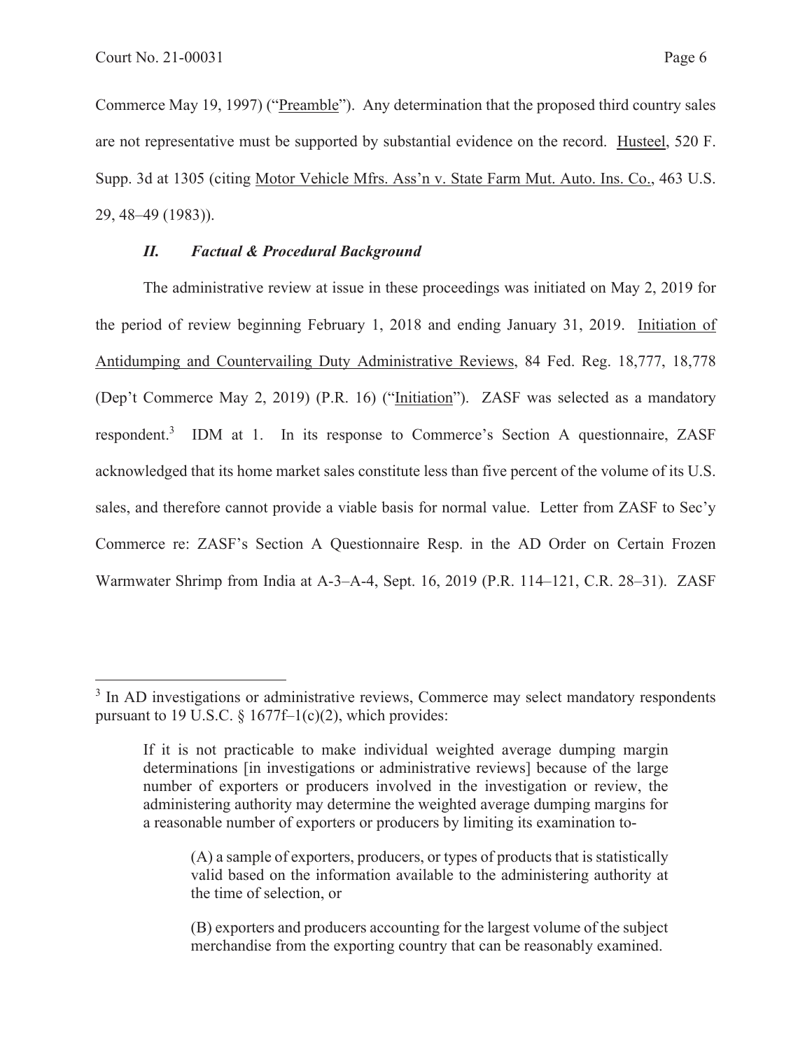Commerce May 19, 1997) ("Preamble"). Any determination that the proposed third country sales are not representative must be supported by substantial evidence on the record. Husteel, 520 F. Supp. 3d at 1305 (citing Motor Vehicle Mfrs. Ass'n v. State Farm Mut. Auto. Ins. Co., 463 U.S. 29, 48–49 (1983)).

### *II. Factual & Procedural Background*

The administrative review at issue in these proceedings was initiated on May 2, 2019 for the period of review beginning February 1, 2018 and ending January 31, 2019. Initiation of Antidumping and Countervailing Duty Administrative Reviews, 84 Fed. Reg. 18,777, 18,778 (Dep't Commerce May 2, 2019) (P.R. 16) ("Initiation"). ZASF was selected as a mandatory respondent.[3] IDM at 1. In its response to Commerce's Section A questionnaire, ZASF acknowledged that its home market sales constitute less than five percent of the volume of its U.S. sales, and therefore cannot provide a viable basis for normal value. Letter from ZASF to Sec'y Commerce re: ZASF's Section A Questionnaire Resp. in the AD Order on Certain Frozen Warmwater Shrimp from India at A-3–A-4, Sept. 16, 2019 (P.R. 114–121, C.R. 28–31). ZASF

---

[3] In AD investigations or administrative reviews, Commerce may select mandatory respondents pursuant to 19 U.S.C. § 1677f–1(c)(2), which provides:

> If it is not practicable to make individual weighted average dumping margin determinations [in investigations or administrative reviews] because of the large number of exporters or producers involved in the investigation or review, the administering authority may determine the weighted average dumping margins for a reasonable number of exporters or producers by limiting its examination to-
>
> (A) a sample of exporters, producers, or types of products that is statistically valid based on the information available to the administering authority at the time of selection, or
>
> (B) exporters and producers accounting for the largest volume of the subject merchandise from the exporting country that can be reasonably examined.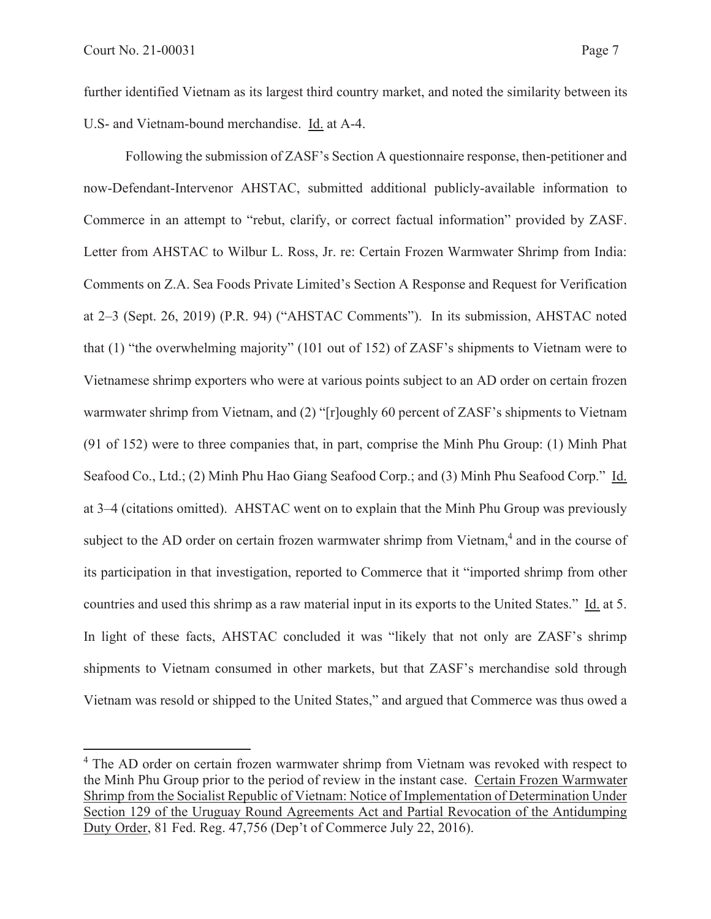further identified Vietnam as its largest third country market, and noted the similarity between its U.S- and Vietnam-bound merchandise. Id. at A-4.

Following the submission of ZASF's Section A questionnaire response, then-petitioner and now-Defendant-Intervenor AHSTAC, submitted additional publicly-available information to Commerce in an attempt to "rebut, clarify, or correct factual information" provided by ZASF. Letter from AHSTAC to Wilbur L. Ross, Jr. re: Certain Frozen Warmwater Shrimp from India: Comments on Z.A. Sea Foods Private Limited's Section A Response and Request for Verification at 2–3 (Sept. 26, 2019) (P.R. 94) ("AHSTAC Comments"). In its submission, AHSTAC noted that (1) "the overwhelming majority" (101 out of 152) of ZASF's shipments to Vietnam were to Vietnamese shrimp exporters who were at various points subject to an AD order on certain frozen warmwater shrimp from Vietnam, and (2) "[r]oughly 60 percent of ZASF's shipments to Vietnam (91 of 152) were to three companies that, in part, comprise the Minh Phu Group: (1) Minh Phat Seafood Co., Ltd.; (2) Minh Phu Hao Giang Seafood Corp.; and (3) Minh Phu Seafood Corp." Id. at 3–4 (citations omitted). AHSTAC went on to explain that the Minh Phu Group was previously subject to the AD order on certain frozen warmwater shrimp from Vietnam,[4] and in the course of its participation in that investigation, reported to Commerce that it "imported shrimp from other countries and used this shrimp as a raw material input in its exports to the United States." Id. at 5. In light of these facts, AHSTAC concluded it was "likely that not only are ZASF's shrimp shipments to Vietnam consumed in other markets, but that ZASF's merchandise sold through Vietnam was resold or shipped to the United States," and argued that Commerce was thus owed a

---

[4] The AD order on certain frozen warmwater shrimp from Vietnam was revoked with respect to the Minh Phu Group prior to the period of review in the instant case. Certain Frozen Warmwater Shrimp from the Socialist Republic of Vietnam: Notice of Implementation of Determination Under Section 129 of the Uruguay Round Agreements Act and Partial Revocation of the Antidumping Duty Order, 81 Fed. Reg. 47,756 (Dep't of Commerce July 22, 2016).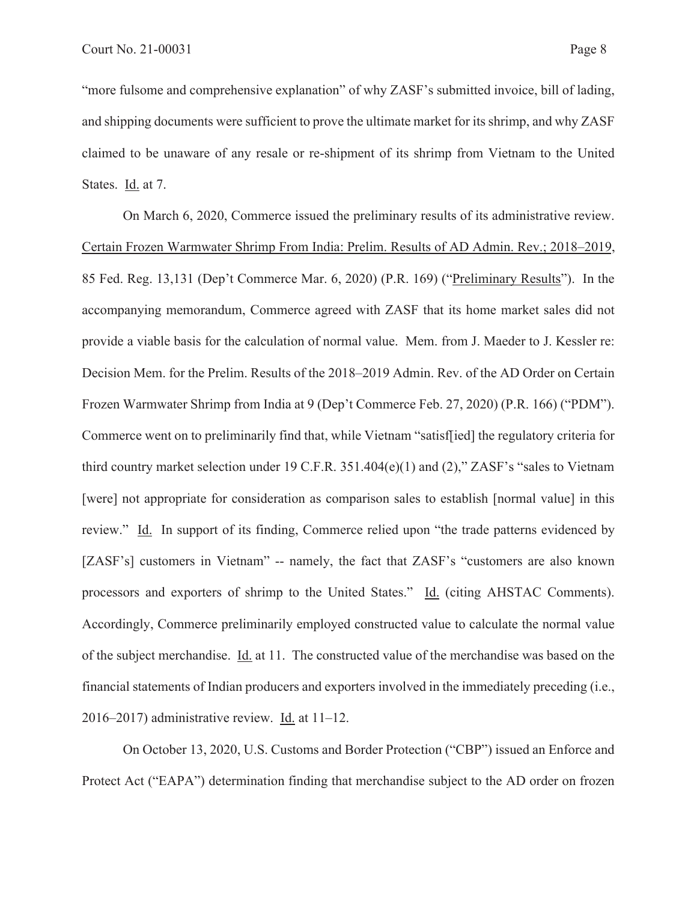"more fulsome and comprehensive explanation" of why ZASF's submitted invoice, bill of lading, and shipping documents were sufficient to prove the ultimate market for its shrimp, and why ZASF claimed to be unaware of any resale or re-shipment of its shrimp from Vietnam to the United States. Id. at 7.

On March 6, 2020, Commerce issued the preliminary results of its administrative review. Certain Frozen Warmwater Shrimp From India: Prelim. Results of AD Admin. Rev.; 2018–2019, 85 Fed. Reg. 13,131 (Dep't Commerce Mar. 6, 2020) (P.R. 169) ("Preliminary Results"). In the accompanying memorandum, Commerce agreed with ZASF that its home market sales did not provide a viable basis for the calculation of normal value. Mem. from J. Maeder to J. Kessler re: Decision Mem. for the Prelim. Results of the 2018–2019 Admin. Rev. of the AD Order on Certain Frozen Warmwater Shrimp from India at 9 (Dep't Commerce Feb. 27, 2020) (P.R. 166) ("PDM"). Commerce went on to preliminarily find that, while Vietnam "satisf[ied] the regulatory criteria for third country market selection under 19 C.F.R. 351.404(e)(1) and (2)," ZASF's "sales to Vietnam [were] not appropriate for consideration as comparison sales to establish [normal value] in this review." Id. In support of its finding, Commerce relied upon "the trade patterns evidenced by [ZASF's] customers in Vietnam" -- namely, the fact that ZASF's "customers are also known processors and exporters of shrimp to the United States." Id. (citing AHSTAC Comments). Accordingly, Commerce preliminarily employed constructed value to calculate the normal value of the subject merchandise. Id. at 11. The constructed value of the merchandise was based on the financial statements of Indian producers and exporters involved in the immediately preceding (i.e., 2016–2017) administrative review. Id. at 11–12.

On October 13, 2020, U.S. Customs and Border Protection ("CBP") issued an Enforce and Protect Act ("EAPA") determination finding that merchandise subject to the AD order on frozen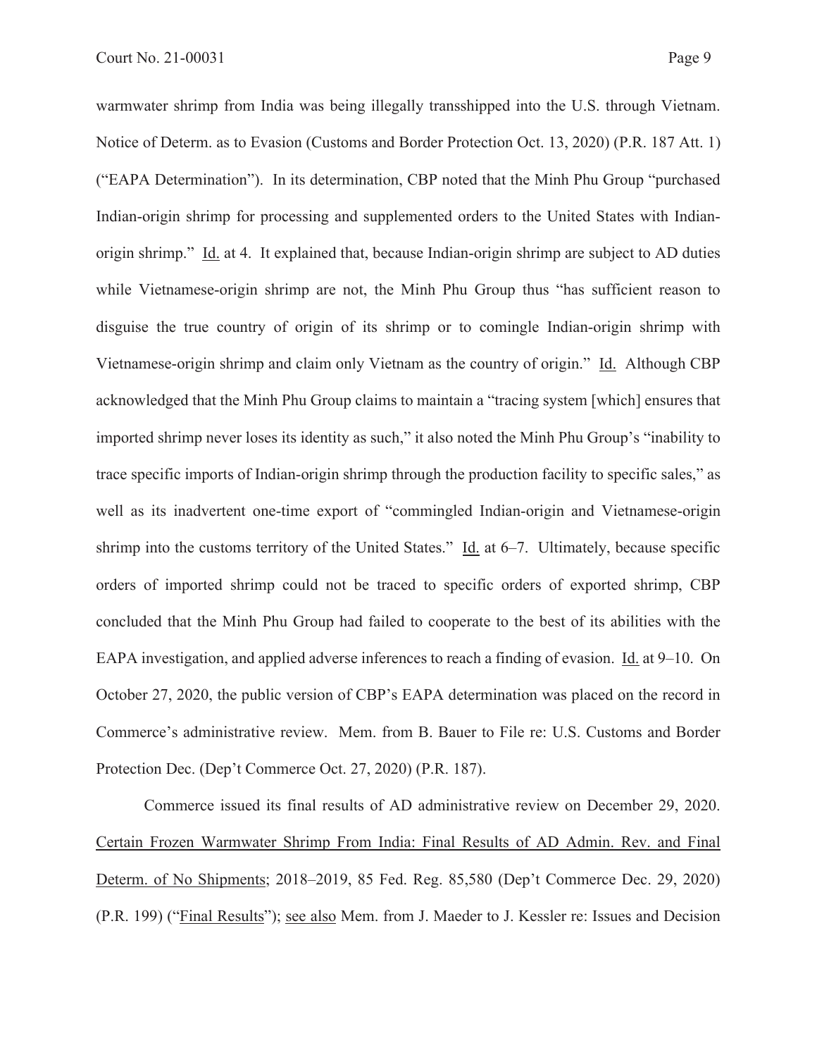warmwater shrimp from India was being illegally transshipped into the U.S. through Vietnam. Notice of Determ. as to Evasion (Customs and Border Protection Oct. 13, 2020) (P.R. 187 Att. 1) ("EAPA Determination"). In its determination, CBP noted that the Minh Phu Group "purchased Indian-origin shrimp for processing and supplemented orders to the United States with Indian-origin shrimp." Id. at 4. It explained that, because Indian-origin shrimp are subject to AD duties while Vietnamese-origin shrimp are not, the Minh Phu Group thus "has sufficient reason to disguise the true country of origin of its shrimp or to comingle Indian-origin shrimp with Vietnamese-origin shrimp and claim only Vietnam as the country of origin." Id. Although CBP acknowledged that the Minh Phu Group claims to maintain a "tracing system [which] ensures that imported shrimp never loses its identity as such," it also noted the Minh Phu Group's "inability to trace specific imports of Indian-origin shrimp through the production facility to specific sales," as well as its inadvertent one-time export of "commingled Indian-origin and Vietnamese-origin shrimp into the customs territory of the United States." Id. at 6–7. Ultimately, because specific orders of imported shrimp could not be traced to specific orders of exported shrimp, CBP concluded that the Minh Phu Group had failed to cooperate to the best of its abilities with the EAPA investigation, and applied adverse inferences to reach a finding of evasion. Id. at 9–10. On October 27, 2020, the public version of CBP's EAPA determination was placed on the record in Commerce's administrative review. Mem. from B. Bauer to File re: U.S. Customs and Border Protection Dec. (Dep't Commerce Oct. 27, 2020) (P.R. 187).

Commerce issued its final results of AD administrative review on December 29, 2020. Certain Frozen Warmwater Shrimp From India: Final Results of AD Admin. Rev. and Final Determ. of No Shipments; 2018–2019, 85 Fed. Reg. 85,580 (Dep't Commerce Dec. 29, 2020) (P.R. 199) ("Final Results"); see also Mem. from J. Maeder to J. Kessler re: Issues and Decision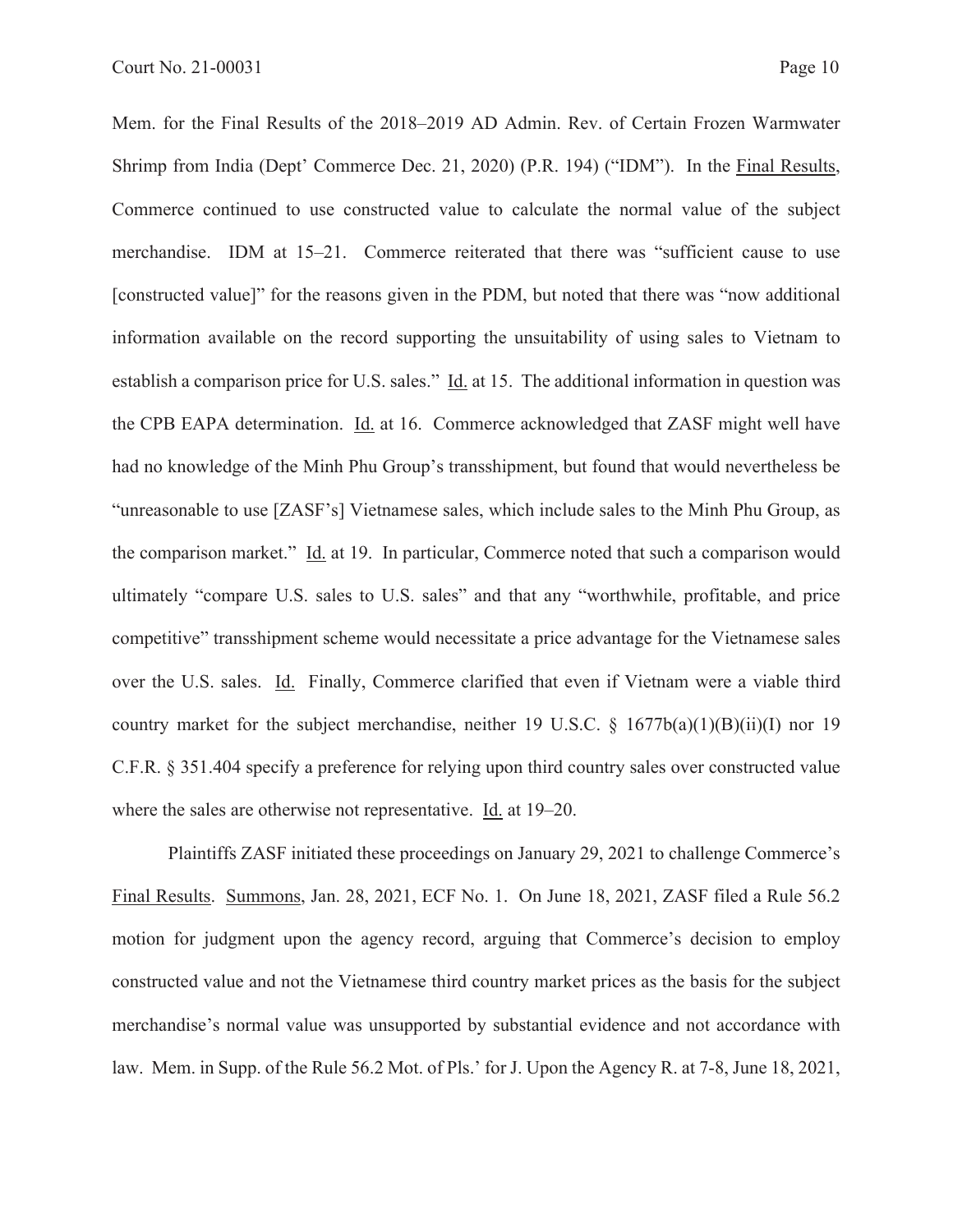Mem. for the Final Results of the 2018–2019 AD Admin. Rev. of Certain Frozen Warmwater Shrimp from India (Dept' Commerce Dec. 21, 2020) (P.R. 194) ("IDM"). In the Final Results, Commerce continued to use constructed value to calculate the normal value of the subject merchandise. IDM at 15–21. Commerce reiterated that there was "sufficient cause to use [constructed value]" for the reasons given in the PDM, but noted that there was "now additional information available on the record supporting the unsuitability of using sales to Vietnam to establish a comparison price for U.S. sales." Id. at 15. The additional information in question was the CPB EAPA determination. Id. at 16. Commerce acknowledged that ZASF might well have had no knowledge of the Minh Phu Group's transshipment, but found that would nevertheless be "unreasonable to use [ZASF's] Vietnamese sales, which include sales to the Minh Phu Group, as the comparison market." Id. at 19. In particular, Commerce noted that such a comparison would ultimately "compare U.S. sales to U.S. sales" and that any "worthwhile, profitable, and price competitive" transshipment scheme would necessitate a price advantage for the Vietnamese sales over the U.S. sales. Id. Finally, Commerce clarified that even if Vietnam were a viable third country market for the subject merchandise, neither 19 U.S.C. § 1677b(a)(1)(B)(ii)(I) nor 19 C.F.R. § 351.404 specify a preference for relying upon third country sales over constructed value where the sales are otherwise not representative. Id. at 19–20.

Plaintiffs ZASF initiated these proceedings on January 29, 2021 to challenge Commerce's Final Results. Summons, Jan. 28, 2021, ECF No. 1. On June 18, 2021, ZASF filed a Rule 56.2 motion for judgment upon the agency record, arguing that Commerce's decision to employ constructed value and not the Vietnamese third country market prices as the basis for the subject merchandise's normal value was unsupported by substantial evidence and not accordance with law. Mem. in Supp. of the Rule 56.2 Mot. of Pls.' for J. Upon the Agency R. at 7-8, June 18, 2021,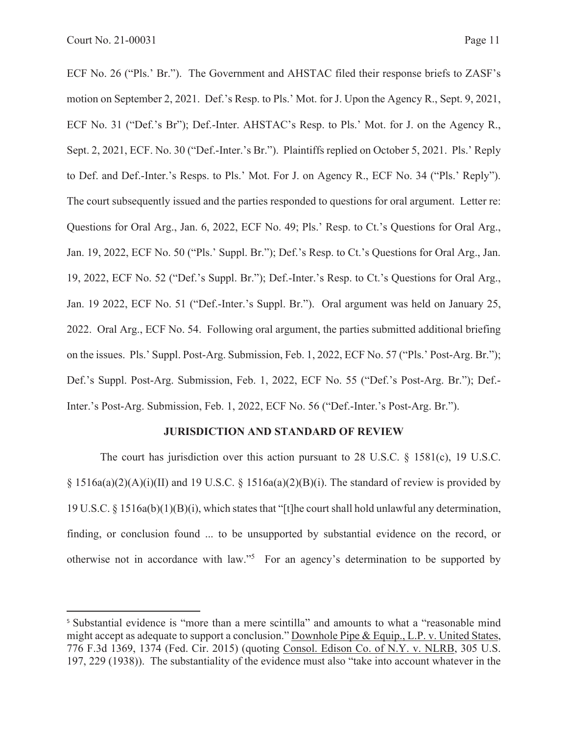ECF No. 26 ("Pls.' Br."). The Government and AHSTAC filed their response briefs to ZASF's motion on September 2, 2021. Def.'s Resp. to Pls.' Mot. for J. Upon the Agency R., Sept. 9, 2021, ECF No. 31 ("Def.'s Br"); Def.-Inter. AHSTAC's Resp. to Pls.' Mot. for J. on the Agency R., Sept. 2, 2021, ECF. No. 30 ("Def.-Inter.'s Br."). Plaintiffs replied on October 5, 2021. Pls.' Reply to Def. and Def.-Inter.'s Resps. to Pls.' Mot. For J. on Agency R., ECF No. 34 ("Pls.' Reply"). The court subsequently issued and the parties responded to questions for oral argument. Letter re: Questions for Oral Arg., Jan. 6, 2022, ECF No. 49; Pls.' Resp. to Ct.'s Questions for Oral Arg., Jan. 19, 2022, ECF No. 50 ("Pls.' Suppl. Br."); Def.'s Resp. to Ct.'s Questions for Oral Arg., Jan. 19, 2022, ECF No. 52 ("Def.'s Suppl. Br."); Def.-Inter.'s Resp. to Ct.'s Questions for Oral Arg., Jan. 19 2022, ECF No. 51 ("Def.-Inter.'s Suppl. Br."). Oral argument was held on January 25, 2022. Oral Arg., ECF No. 54. Following oral argument, the parties submitted additional briefing on the issues. Pls.' Suppl. Post-Arg. Submission, Feb. 1, 2022, ECF No. 57 ("Pls.' Post-Arg. Br."); Def.'s Suppl. Post-Arg. Submission, Feb. 1, 2022, ECF No. 55 ("Def.'s Post-Arg. Br."); Def.-Inter.'s Post-Arg. Submission, Feb. 1, 2022, ECF No. 56 ("Def.-Inter.'s Post-Arg. Br.").

## JURISDICTION AND STANDARD OF REVIEW

The court has jurisdiction over this action pursuant to 28 U.S.C. § 1581(c), 19 U.S.C. § 1516a(a)(2)(A)(i)(II) and 19 U.S.C. § 1516a(a)(2)(B)(i). The standard of review is provided by 19 U.S.C. § 1516a(b)(1)(B)(i), which states that "[t]he court shall hold unlawful any determination, finding, or conclusion found ... to be unsupported by substantial evidence on the record, or otherwise not in accordance with law."[5] For an agency's determination to be supported by

---

[5] Substantial evidence is "more than a mere scintilla" and amounts to what a "reasonable mind might accept as adequate to support a conclusion." Downhole Pipe & Equip., L.P. v. United States, 776 F.3d 1369, 1374 (Fed. Cir. 2015) (quoting Consol. Edison Co. of N.Y. v. NLRB, 305 U.S. 197, 229 (1938)). The substantiality of the evidence must also "take into account whatever in the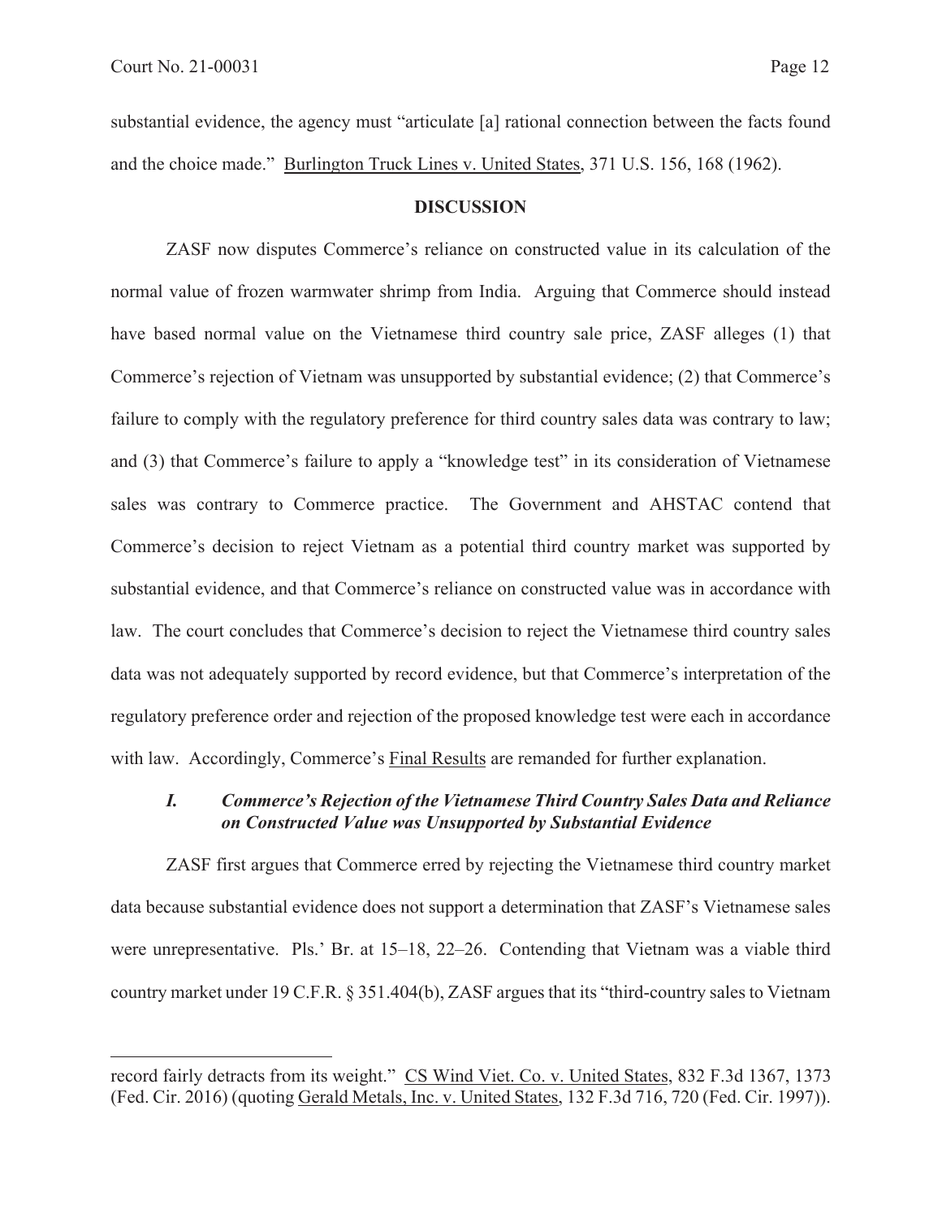substantial evidence, the agency must "articulate [a] rational connection between the facts found and the choice made." Burlington Truck Lines v. United States, 371 U.S. 156, 168 (1962).

## DISCUSSION

ZASF now disputes Commerce's reliance on constructed value in its calculation of the normal value of frozen warmwater shrimp from India. Arguing that Commerce should instead have based normal value on the Vietnamese third country sale price, ZASF alleges (1) that Commerce's rejection of Vietnam was unsupported by substantial evidence; (2) that Commerce's failure to comply with the regulatory preference for third country sales data was contrary to law; and (3) that Commerce's failure to apply a "knowledge test" in its consideration of Vietnamese sales was contrary to Commerce practice. The Government and AHSTAC contend that Commerce's decision to reject Vietnam as a potential third country market was supported by substantial evidence, and that Commerce's reliance on constructed value was in accordance with law. The court concludes that Commerce's decision to reject the Vietnamese third country sales data was not adequately supported by record evidence, but that Commerce's interpretation of the regulatory preference order and rejection of the proposed knowledge test were each in accordance with law. Accordingly, Commerce's Final Results are remanded for further explanation.

### *I. Commerce's Rejection of the Vietnamese Third Country Sales Data and Reliance on Constructed Value was Unsupported by Substantial Evidence*

ZASF first argues that Commerce erred by rejecting the Vietnamese third country market data because substantial evidence does not support a determination that ZASF's Vietnamese sales were unrepresentative. Pls.' Br. at 15–18, 22–26. Contending that Vietnam was a viable third country market under 19 C.F.R. § 351.404(b), ZASF argues that its "third-country sales to Vietnam

---

record fairly detracts from its weight." CS Wind Viet. Co. v. United States, 832 F.3d 1367, 1373 (Fed. Cir. 2016) (quoting Gerald Metals, Inc. v. United States, 132 F.3d 716, 720 (Fed. Cir. 1997)).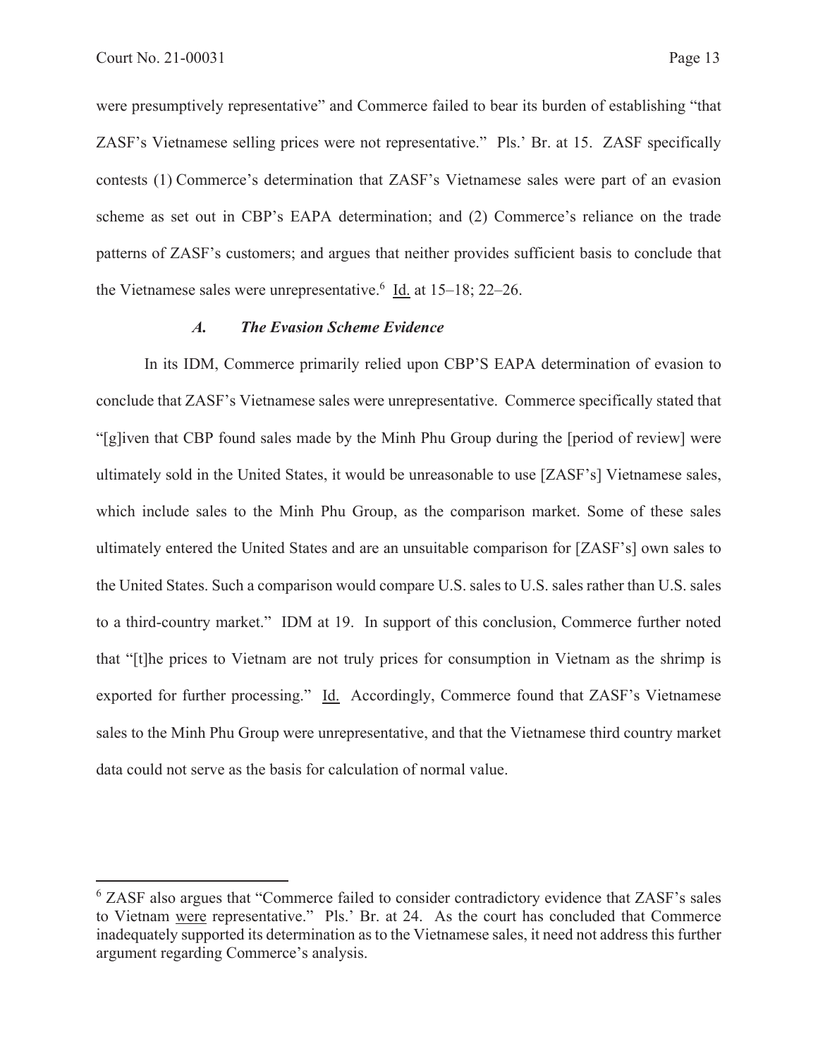were presumptively representative" and Commerce failed to bear its burden of establishing "that ZASF's Vietnamese selling prices were not representative." Pls.' Br. at 15. ZASF specifically contests (1) Commerce's determination that ZASF's Vietnamese sales were part of an evasion scheme as set out in CBP's EAPA determination; and (2) Commerce's reliance on the trade patterns of ZASF's customers; and argues that neither provides sufficient basis to conclude that the Vietnamese sales were unrepresentative.[6] Id. at 15–18; 22–26.

### *A. The Evasion Scheme Evidence*

In its IDM, Commerce primarily relied upon CBP'S EAPA determination of evasion to conclude that ZASF's Vietnamese sales were unrepresentative. Commerce specifically stated that "[g]iven that CBP found sales made by the Minh Phu Group during the [period of review] were ultimately sold in the United States, it would be unreasonable to use [ZASF's] Vietnamese sales, which include sales to the Minh Phu Group, as the comparison market. Some of these sales ultimately entered the United States and are an unsuitable comparison for [ZASF's] own sales to the United States. Such a comparison would compare U.S. sales to U.S. sales rather than U.S. sales to a third-country market." IDM at 19. In support of this conclusion, Commerce further noted that "[t]he prices to Vietnam are not truly prices for consumption in Vietnam as the shrimp is exported for further processing." Id. Accordingly, Commerce found that ZASF's Vietnamese sales to the Minh Phu Group were unrepresentative, and that the Vietnamese third country market data could not serve as the basis for calculation of normal value.

---

[6] ZASF also argues that "Commerce failed to consider contradictory evidence that ZASF's sales to Vietnam were representative." Pls.' Br. at 24. As the court has concluded that Commerce inadequately supported its determination as to the Vietnamese sales, it need not address this further argument regarding Commerce's analysis.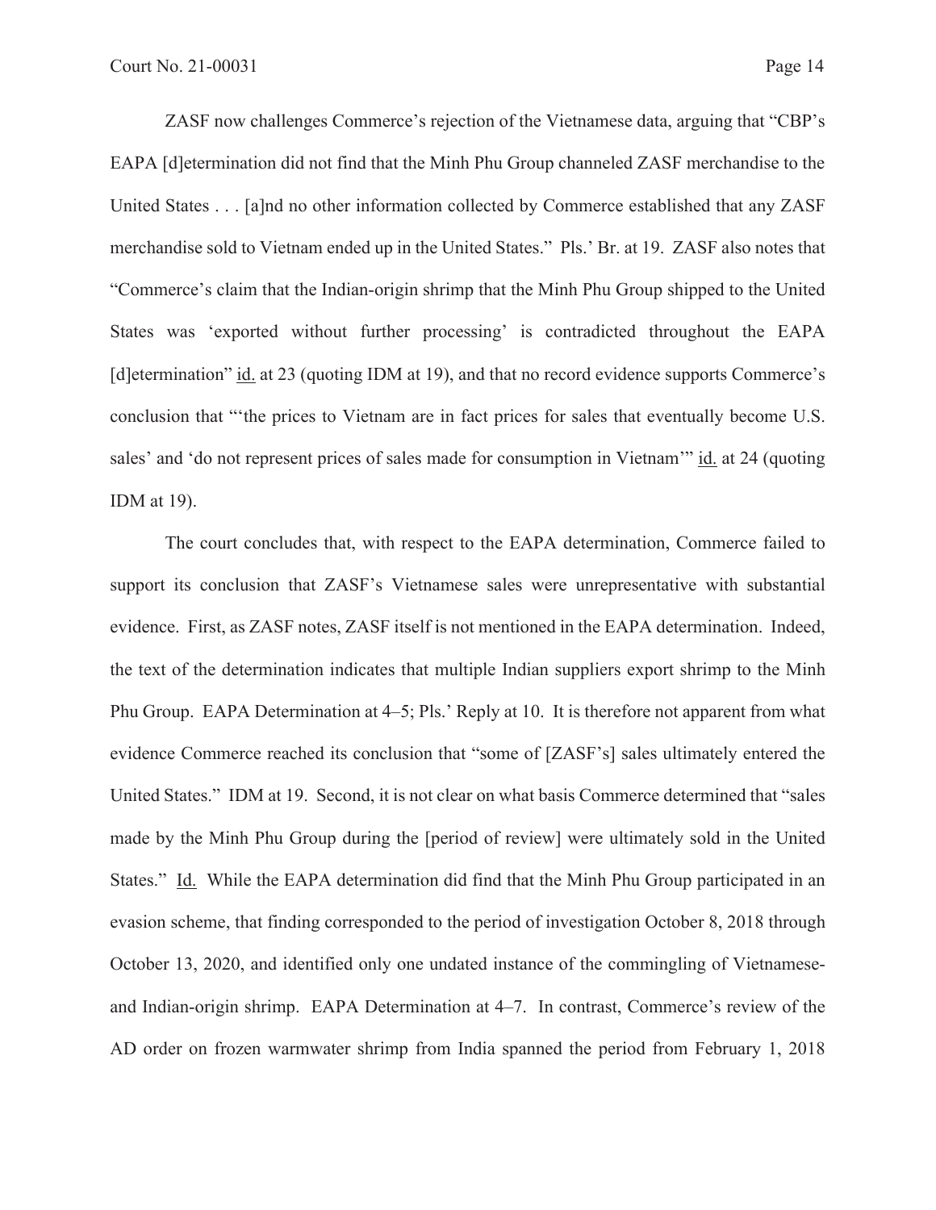ZASF now challenges Commerce's rejection of the Vietnamese data, arguing that "CBP's EAPA [d]etermination did not find that the Minh Phu Group channeled ZASF merchandise to the United States . . . [a]nd no other information collected by Commerce established that any ZASF merchandise sold to Vietnam ended up in the United States." Pls.' Br. at 19. ZASF also notes that "Commerce's claim that the Indian-origin shrimp that the Minh Phu Group shipped to the United States was 'exported without further processing' is contradicted throughout the EAPA [d]etermination" id. at 23 (quoting IDM at 19), and that no record evidence supports Commerce's conclusion that "'the prices to Vietnam are in fact prices for sales that eventually become U.S. sales' and 'do not represent prices of sales made for consumption in Vietnam'" id. at 24 (quoting IDM at 19).

The court concludes that, with respect to the EAPA determination, Commerce failed to support its conclusion that ZASF's Vietnamese sales were unrepresentative with substantial evidence. First, as ZASF notes, ZASF itself is not mentioned in the EAPA determination. Indeed, the text of the determination indicates that multiple Indian suppliers export shrimp to the Minh Phu Group. EAPA Determination at 4–5; Pls.' Reply at 10. It is therefore not apparent from what evidence Commerce reached its conclusion that "some of [ZASF's] sales ultimately entered the United States." IDM at 19. Second, it is not clear on what basis Commerce determined that "sales made by the Minh Phu Group during the [period of review] were ultimately sold in the United States." Id. While the EAPA determination did find that the Minh Phu Group participated in an evasion scheme, that finding corresponded to the period of investigation October 8, 2018 through October 13, 2020, and identified only one undated instance of the commingling of Vietnamese- and Indian-origin shrimp. EAPA Determination at 4–7. In contrast, Commerce's review of the AD order on frozen warmwater shrimp from India spanned the period from February 1, 2018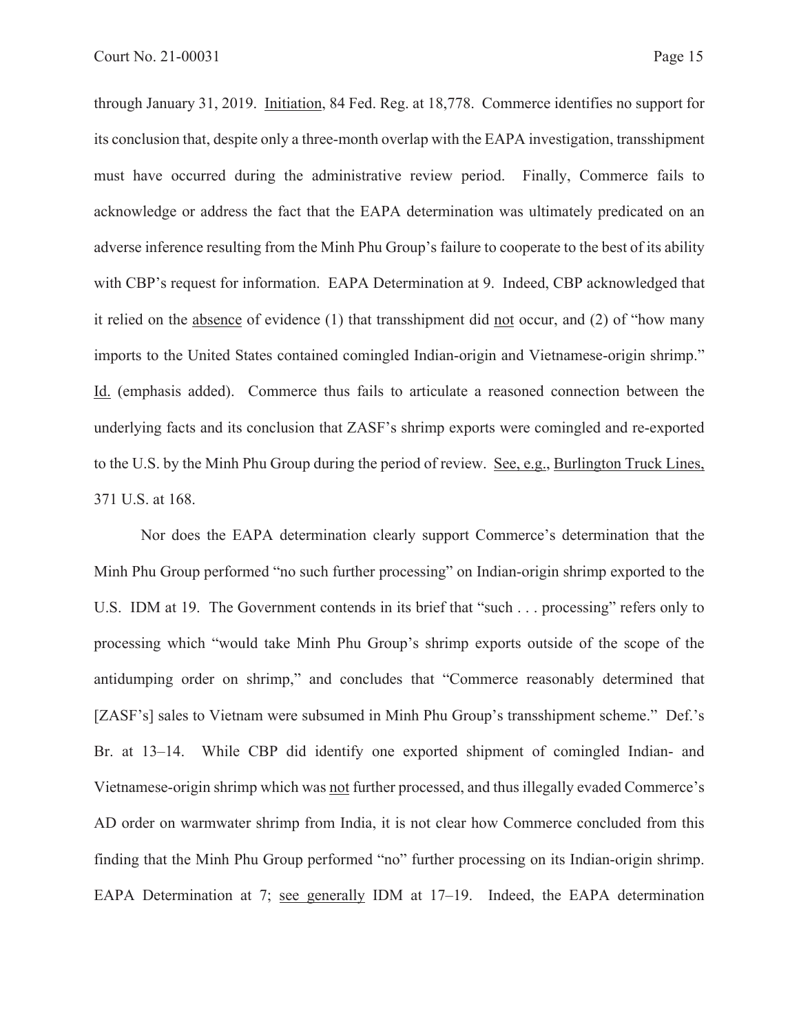through January 31, 2019. Initiation, 84 Fed. Reg. at 18,778. Commerce identifies no support for its conclusion that, despite only a three-month overlap with the EAPA investigation, transshipment must have occurred during the administrative review period. Finally, Commerce fails to acknowledge or address the fact that the EAPA determination was ultimately predicated on an adverse inference resulting from the Minh Phu Group's failure to cooperate to the best of its ability with CBP's request for information. EAPA Determination at 9. Indeed, CBP acknowledged that it relied on the absence of evidence (1) that transshipment did not occur, and (2) of "how many imports to the United States contained comingled Indian-origin and Vietnamese-origin shrimp." Id. (emphasis added). Commerce thus fails to articulate a reasoned connection between the underlying facts and its conclusion that ZASF's shrimp exports were comingled and re-exported to the U.S. by the Minh Phu Group during the period of review. See, e.g., Burlington Truck Lines, 371 U.S. at 168.

Nor does the EAPA determination clearly support Commerce's determination that the Minh Phu Group performed "no such further processing" on Indian-origin shrimp exported to the U.S. IDM at 19. The Government contends in its brief that "such . . . processing" refers only to processing which "would take Minh Phu Group's shrimp exports outside of the scope of the antidumping order on shrimp," and concludes that "Commerce reasonably determined that [ZASF's] sales to Vietnam were subsumed in Minh Phu Group's transshipment scheme." Def.'s Br. at 13–14. While CBP did identify one exported shipment of comingled Indian- and Vietnamese-origin shrimp which was not further processed, and thus illegally evaded Commerce's AD order on warmwater shrimp from India, it is not clear how Commerce concluded from this finding that the Minh Phu Group performed "no" further processing on its Indian-origin shrimp. EAPA Determination at 7; see generally IDM at 17–19. Indeed, the EAPA determination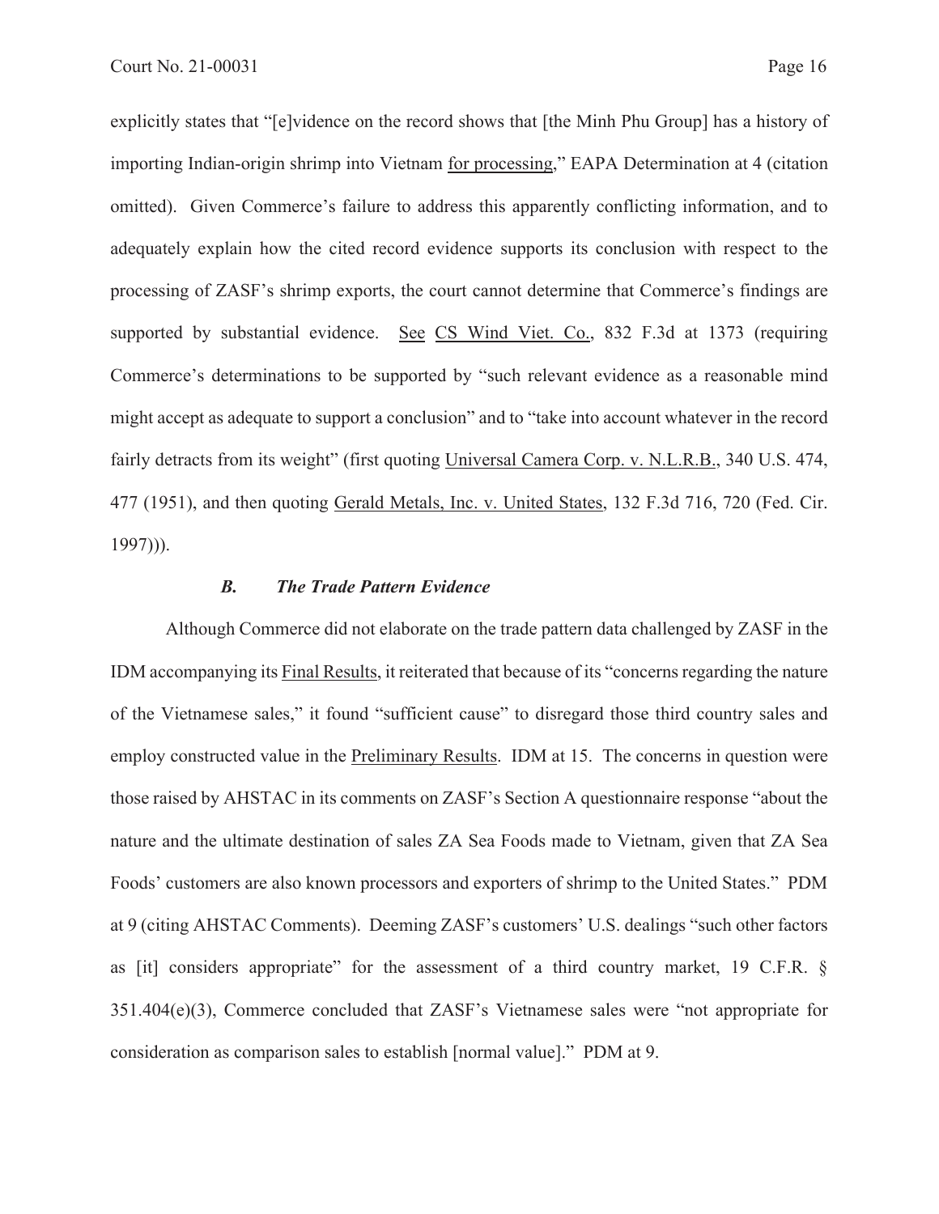explicitly states that "[e]vidence on the record shows that [the Minh Phu Group] has a history of importing Indian-origin shrimp into Vietnam for processing," EAPA Determination at 4 (citation omitted). Given Commerce's failure to address this apparently conflicting information, and to adequately explain how the cited record evidence supports its conclusion with respect to the processing of ZASF's shrimp exports, the court cannot determine that Commerce's findings are supported by substantial evidence. See CS Wind Viet. Co., 832 F.3d at 1373 (requiring Commerce's determinations to be supported by "such relevant evidence as a reasonable mind might accept as adequate to support a conclusion" and to "take into account whatever in the record fairly detracts from its weight" (first quoting Universal Camera Corp. v. N.L.R.B., 340 U.S. 474, 477 (1951), and then quoting Gerald Metals, Inc. v. United States, 132 F.3d 716, 720 (Fed. Cir. 1997))).

### *B. The Trade Pattern Evidence*

Although Commerce did not elaborate on the trade pattern data challenged by ZASF in the IDM accompanying its Final Results, it reiterated that because of its "concerns regarding the nature of the Vietnamese sales," it found "sufficient cause" to disregard those third country sales and employ constructed value in the Preliminary Results. IDM at 15. The concerns in question were those raised by AHSTAC in its comments on ZASF's Section A questionnaire response "about the nature and the ultimate destination of sales ZA Sea Foods made to Vietnam, given that ZA Sea Foods' customers are also known processors and exporters of shrimp to the United States." PDM at 9 (citing AHSTAC Comments). Deeming ZASF's customers' U.S. dealings "such other factors as [it] considers appropriate" for the assessment of a third country market, 19 C.F.R. § 351.404(e)(3), Commerce concluded that ZASF's Vietnamese sales were "not appropriate for consideration as comparison sales to establish [normal value]." PDM at 9.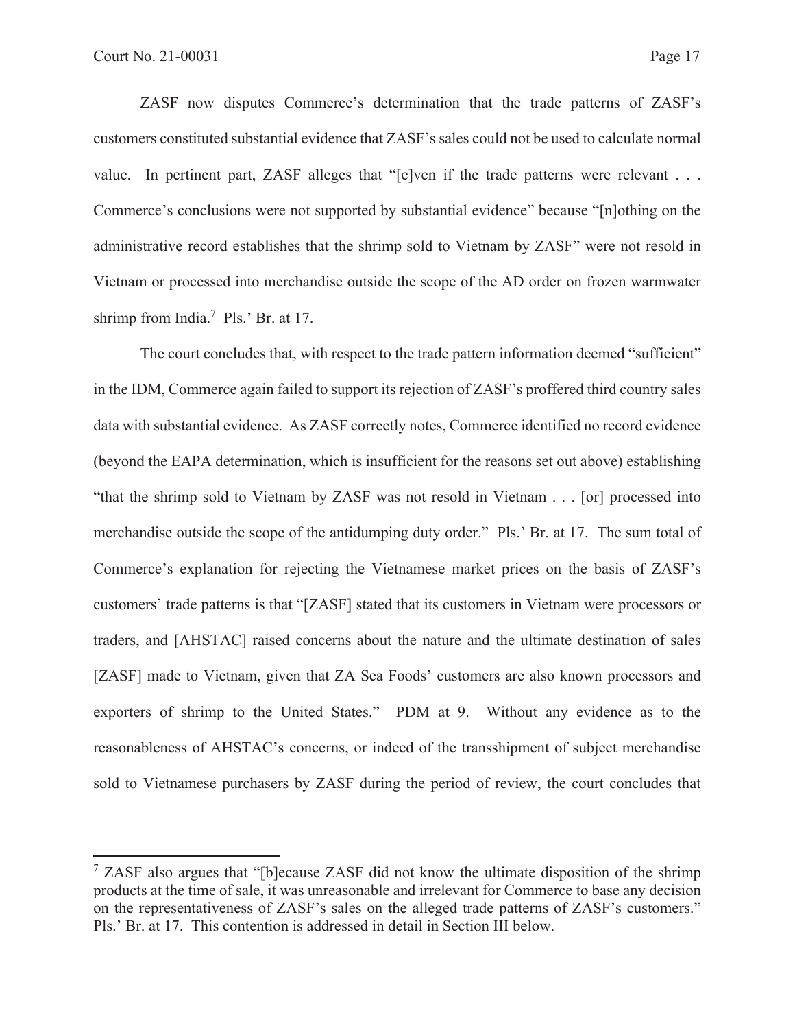ZASF now disputes Commerce's determination that the trade patterns of ZASF's customers constituted substantial evidence that ZASF's sales could not be used to calculate normal value. In pertinent part, ZASF alleges that "[e]ven if the trade patterns were relevant . . . Commerce's conclusions were not supported by substantial evidence" because "[n]othing on the administrative record establishes that the shrimp sold to Vietnam by ZASF" were not resold in Vietnam or processed into merchandise outside the scope of the AD order on frozen warmwater shrimp from India.[7] Pls.' Br. at 17.

The court concludes that, with respect to the trade pattern information deemed "sufficient" in the IDM, Commerce again failed to support its rejection of ZASF's proffered third country sales data with substantial evidence. As ZASF correctly notes, Commerce identified no record evidence (beyond the EAPA determination, which is insufficient for the reasons set out above) establishing "that the shrimp sold to Vietnam by ZASF was <u>not</u> resold in Vietnam . . . [or] processed into merchandise outside the scope of the antidumping duty order." Pls.' Br. at 17. The sum total of Commerce's explanation for rejecting the Vietnamese market prices on the basis of ZASF's customers' trade patterns is that "[ZASF] stated that its customers in Vietnam were processors or traders, and [AHSTAC] raised concerns about the nature and the ultimate destination of sales [ZASF] made to Vietnam, given that ZA Sea Foods' customers are also known processors and exporters of shrimp to the United States." PDM at 9. Without any evidence as to the reasonableness of AHSTAC's concerns, or indeed of the transshipment of subject merchandise sold to Vietnamese purchasers by ZASF during the period of review, the court concludes that

[7] ZASF also argues that "[b]ecause ZASF did not know the ultimate disposition of the shrimp products at the time of sale, it was unreasonable and irrelevant for Commerce to base any decision on the representativeness of ZASF's sales on the alleged trade patterns of ZASF's customers." Pls.' Br. at 17. This contention is addressed in detail in Section III below.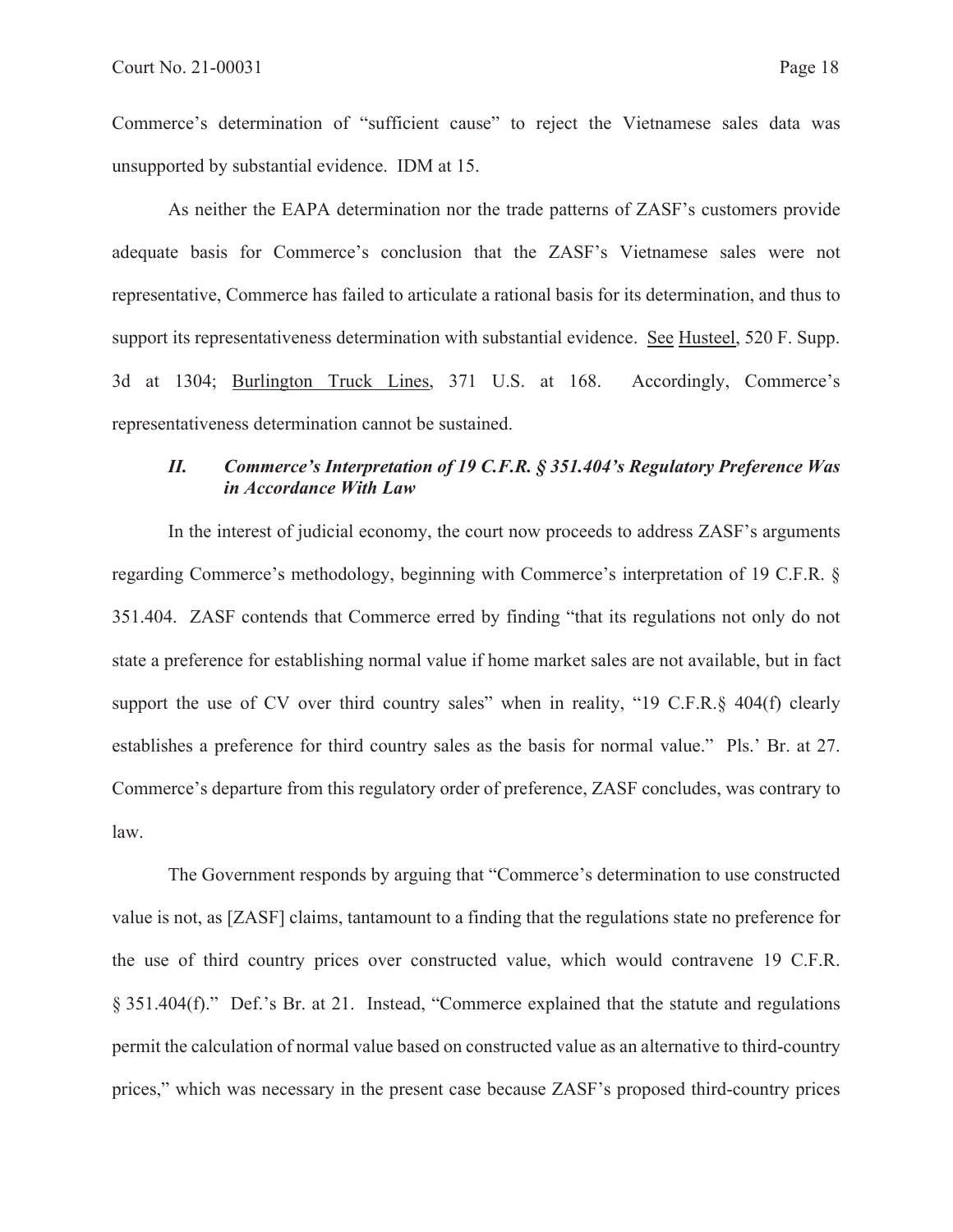Commerce's determination of "sufficient cause" to reject the Vietnamese sales data was unsupported by substantial evidence. IDM at 15.

As neither the EAPA determination nor the trade patterns of ZASF's customers provide adequate basis for Commerce's conclusion that the ZASF's Vietnamese sales were not representative, Commerce has failed to articulate a rational basis for its determination, and thus to support its representativeness determination with substantial evidence. See Husteel, 520 F. Supp. 3d at 1304; Burlington Truck Lines, 371 U.S. at 168. Accordingly, Commerce's representativeness determination cannot be sustained.

### *II. Commerce's Interpretation of 19 C.F.R. § 351.404's Regulatory Preference Was in Accordance With Law*

In the interest of judicial economy, the court now proceeds to address ZASF's arguments regarding Commerce's methodology, beginning with Commerce's interpretation of 19 C.F.R. § 351.404. ZASF contends that Commerce erred by finding "that its regulations not only do not state a preference for establishing normal value if home market sales are not available, but in fact support the use of CV over third country sales" when in reality, "19 C.F.R.§ 404(f) clearly establishes a preference for third country sales as the basis for normal value." Pls.' Br. at 27. Commerce's departure from this regulatory order of preference, ZASF concludes, was contrary to law.

The Government responds by arguing that "Commerce's determination to use constructed value is not, as [ZASF] claims, tantamount to a finding that the regulations state no preference for the use of third country prices over constructed value, which would contravene 19 C.F.R. § 351.404(f)." Def.'s Br. at 21. Instead, "Commerce explained that the statute and regulations permit the calculation of normal value based on constructed value as an alternative to third-country prices," which was necessary in the present case because ZASF's proposed third-country prices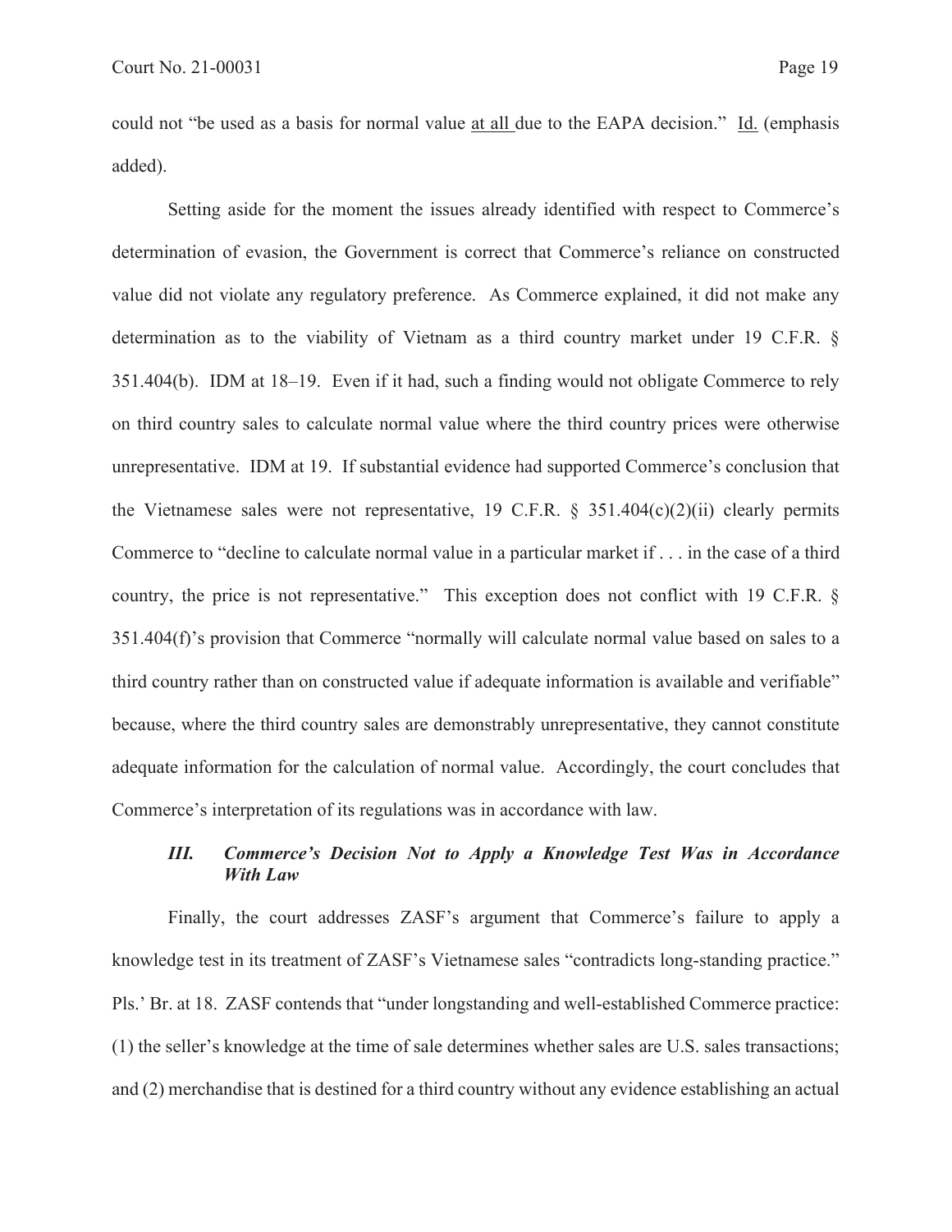could not "be used as a basis for normal value <u>at all</u> due to the EAPA decision." <u>Id.</u> (emphasis added).

Setting aside for the moment the issues already identified with respect to Commerce's determination of evasion, the Government is correct that Commerce's reliance on constructed value did not violate any regulatory preference. As Commerce explained, it did not make any determination as to the viability of Vietnam as a third country market under 19 C.F.R. § 351.404(b). IDM at 18–19. Even if it had, such a finding would not obligate Commerce to rely on third country sales to calculate normal value where the third country prices were otherwise unrepresentative. IDM at 19. If substantial evidence had supported Commerce's conclusion that the Vietnamese sales were not representative, 19 C.F.R. § 351.404(c)(2)(ii) clearly permits Commerce to "decline to calculate normal value in a particular market if . . . in the case of a third country, the price is not representative." This exception does not conflict with 19 C.F.R. § 351.404(f)'s provision that Commerce "normally will calculate normal value based on sales to a third country rather than on constructed value if adequate information is available and verifiable" because, where the third country sales are demonstrably unrepresentative, they cannot constitute adequate information for the calculation of normal value. Accordingly, the court concludes that Commerce's interpretation of its regulations was in accordance with law.

### *III. Commerce's Decision Not to Apply a Knowledge Test Was in Accordance With Law*

Finally, the court addresses ZASF's argument that Commerce's failure to apply a knowledge test in its treatment of ZASF's Vietnamese sales "contradicts long-standing practice." Pls.' Br. at 18. ZASF contends that "under longstanding and well-established Commerce practice: (1) the seller's knowledge at the time of sale determines whether sales are U.S. sales transactions; and (2) merchandise that is destined for a third country without any evidence establishing an actual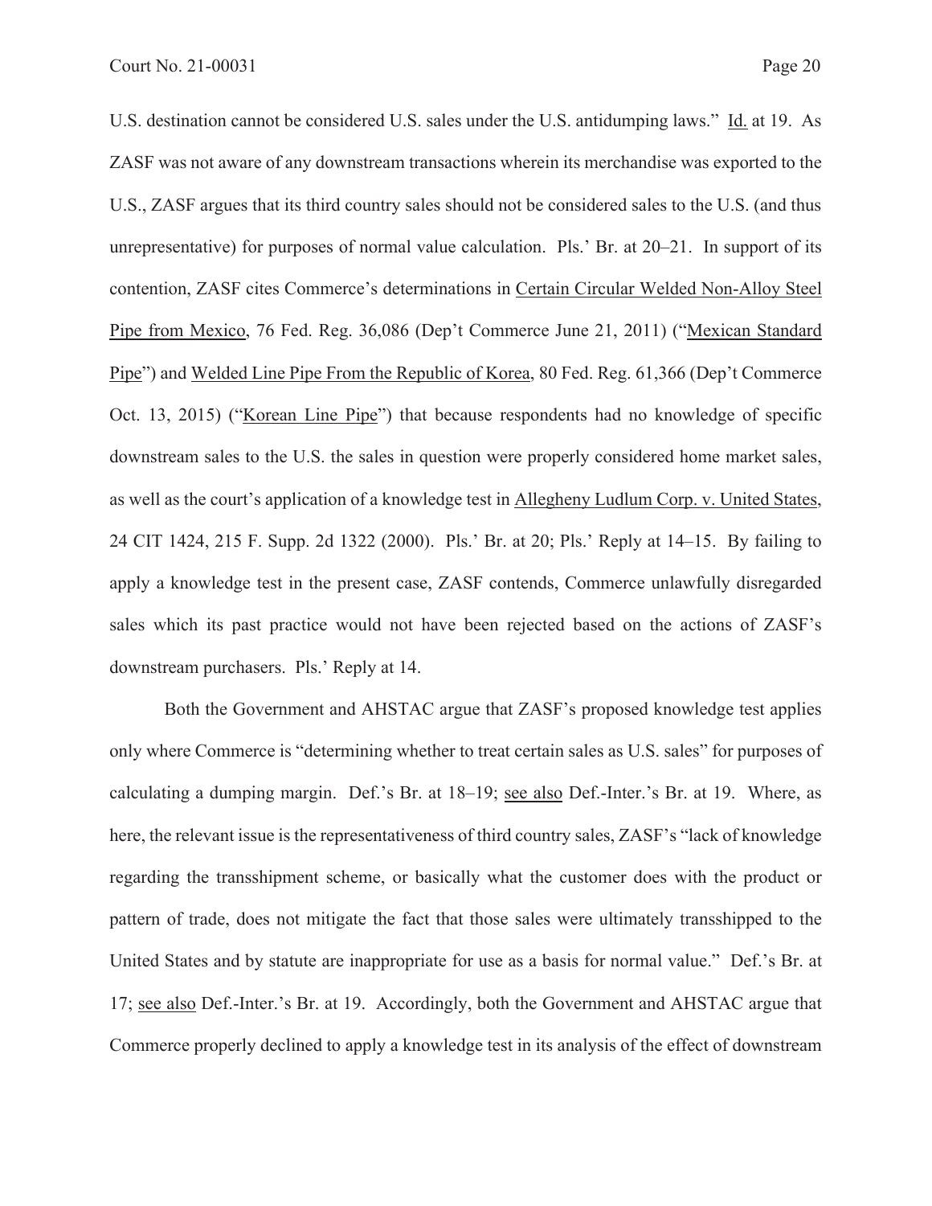U.S. destination cannot be considered U.S. sales under the U.S. antidumping laws." Id. at 19. As ZASF was not aware of any downstream transactions wherein its merchandise was exported to the U.S., ZASF argues that its third country sales should not be considered sales to the U.S. (and thus unrepresentative) for purposes of normal value calculation. Pls.' Br. at 20–21. In support of its contention, ZASF cites Commerce's determinations in Certain Circular Welded Non-Alloy Steel Pipe from Mexico, 76 Fed. Reg. 36,086 (Dep't Commerce June 21, 2011) ("Mexican Standard Pipe") and Welded Line Pipe From the Republic of Korea, 80 Fed. Reg. 61,366 (Dep't Commerce Oct. 13, 2015) ("Korean Line Pipe") that because respondents had no knowledge of specific downstream sales to the U.S. the sales in question were properly considered home market sales, as well as the court's application of a knowledge test in Allegheny Ludlum Corp. v. United States, 24 CIT 1424, 215 F. Supp. 2d 1322 (2000). Pls.' Br. at 20; Pls.' Reply at 14–15. By failing to apply a knowledge test in the present case, ZASF contends, Commerce unlawfully disregarded sales which its past practice would not have been rejected based on the actions of ZASF's downstream purchasers. Pls.' Reply at 14.

Both the Government and AHSTAC argue that ZASF's proposed knowledge test applies only where Commerce is "determining whether to treat certain sales as U.S. sales" for purposes of calculating a dumping margin. Def.'s Br. at 18–19; see also Def.-Inter.'s Br. at 19. Where, as here, the relevant issue is the representativeness of third country sales, ZASF's "lack of knowledge regarding the transshipment scheme, or basically what the customer does with the product or pattern of trade, does not mitigate the fact that those sales were ultimately transshipped to the United States and by statute are inappropriate for use as a basis for normal value." Def.'s Br. at 17; see also Def.-Inter.'s Br. at 19. Accordingly, both the Government and AHSTAC argue that Commerce properly declined to apply a knowledge test in its analysis of the effect of downstream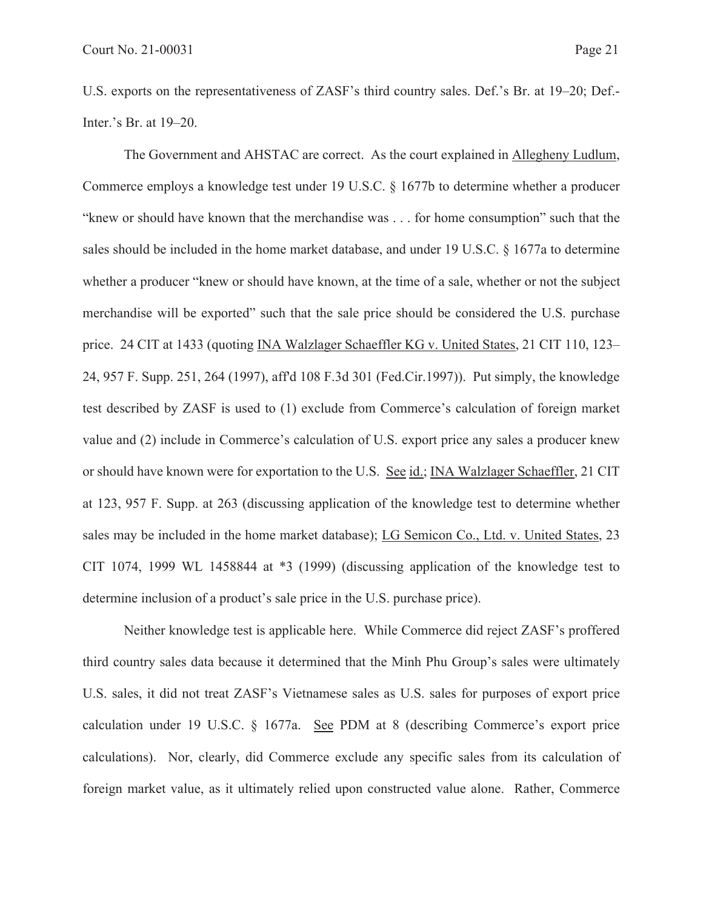U.S. exports on the representativeness of ZASF's third country sales. Def.'s Br. at 19–20; Def.-Inter.'s Br. at 19–20.

The Government and AHSTAC are correct. As the court explained in Allegheny Ludlum, Commerce employs a knowledge test under 19 U.S.C. § 1677b to determine whether a producer "knew or should have known that the merchandise was . . . for home consumption" such that the sales should be included in the home market database, and under 19 U.S.C. § 1677a to determine whether a producer "knew or should have known, at the time of a sale, whether or not the subject merchandise will be exported" such that the sale price should be considered the U.S. purchase price. 24 CIT at 1433 (quoting INA Walzlager Schaeffler KG v. United States, 21 CIT 110, 123–24, 957 F. Supp. 251, 264 (1997), aff'd 108 F.3d 301 (Fed.Cir.1997)). Put simply, the knowledge test described by ZASF is used to (1) exclude from Commerce's calculation of foreign market value and (2) include in Commerce's calculation of U.S. export price any sales a producer knew or should have known were for exportation to the U.S. See id.; INA Walzlager Schaeffler, 21 CIT at 123, 957 F. Supp. at 263 (discussing application of the knowledge test to determine whether sales may be included in the home market database); LG Semicon Co., Ltd. v. United States, 23 CIT 1074, 1999 WL 1458844 at *3 (1999) (discussing application of the knowledge test to determine inclusion of a product's sale price in the U.S. purchase price).

Neither knowledge test is applicable here. While Commerce did reject ZASF's proffered third country sales data because it determined that the Minh Phu Group's sales were ultimately U.S. sales, it did not treat ZASF's Vietnamese sales as U.S. sales for purposes of export price calculation under 19 U.S.C. § 1677a. See PDM at 8 (describing Commerce's export price calculations). Nor, clearly, did Commerce exclude any specific sales from its calculation of foreign market value, as it ultimately relied upon constructed value alone. Rather, Commerce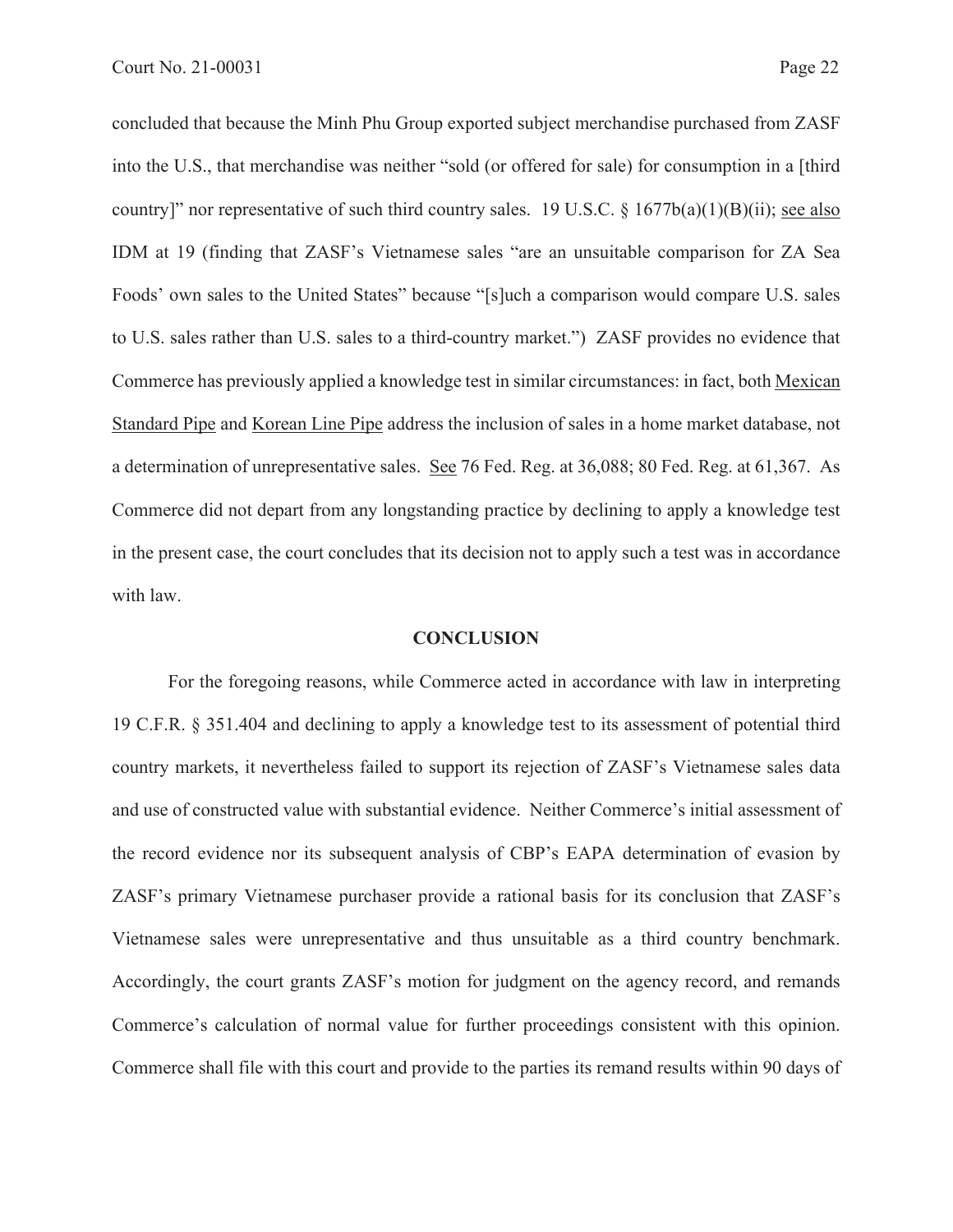concluded that because the Minh Phu Group exported subject merchandise purchased from ZASF into the U.S., that merchandise was neither "sold (or offered for sale) for consumption in a [third country]" nor representative of such third country sales. 19 U.S.C. § 1677b(a)(1)(B)(ii); see also IDM at 19 (finding that ZASF's Vietnamese sales "are an unsuitable comparison for ZA Sea Foods' own sales to the United States" because "[s]uch a comparison would compare U.S. sales to U.S. sales rather than U.S. sales to a third-country market.") ZASF provides no evidence that Commerce has previously applied a knowledge test in similar circumstances: in fact, both Mexican Standard Pipe and Korean Line Pipe address the inclusion of sales in a home market database, not a determination of unrepresentative sales. See 76 Fed. Reg. at 36,088; 80 Fed. Reg. at 61,367. As Commerce did not depart from any longstanding practice by declining to apply a knowledge test in the present case, the court concludes that its decision not to apply such a test was in accordance with law.

## CONCLUSION

For the foregoing reasons, while Commerce acted in accordance with law in interpreting 19 C.F.R. § 351.404 and declining to apply a knowledge test to its assessment of potential third country markets, it nevertheless failed to support its rejection of ZASF's Vietnamese sales data and use of constructed value with substantial evidence. Neither Commerce's initial assessment of the record evidence nor its subsequent analysis of CBP's EAPA determination of evasion by ZASF's primary Vietnamese purchaser provide a rational basis for its conclusion that ZASF's Vietnamese sales were unrepresentative and thus unsuitable as a third country benchmark. Accordingly, the court grants ZASF's motion for judgment on the agency record, and remands Commerce's calculation of normal value for further proceedings consistent with this opinion. Commerce shall file with this court and provide to the parties its remand results within 90 days of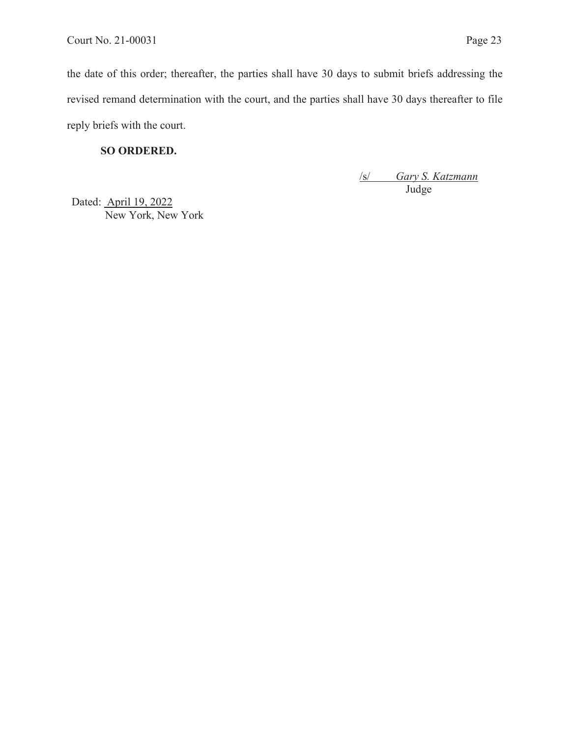the date of this order; thereafter, the parties shall have 30 days to submit briefs addressing the revised remand determination with the court, and the parties shall have 30 days thereafter to file reply briefs with the court.

**SO ORDERED.**

/s/ *Gary S. Katzmann*
Judge

Dated: April 19, 2022
New York, New York